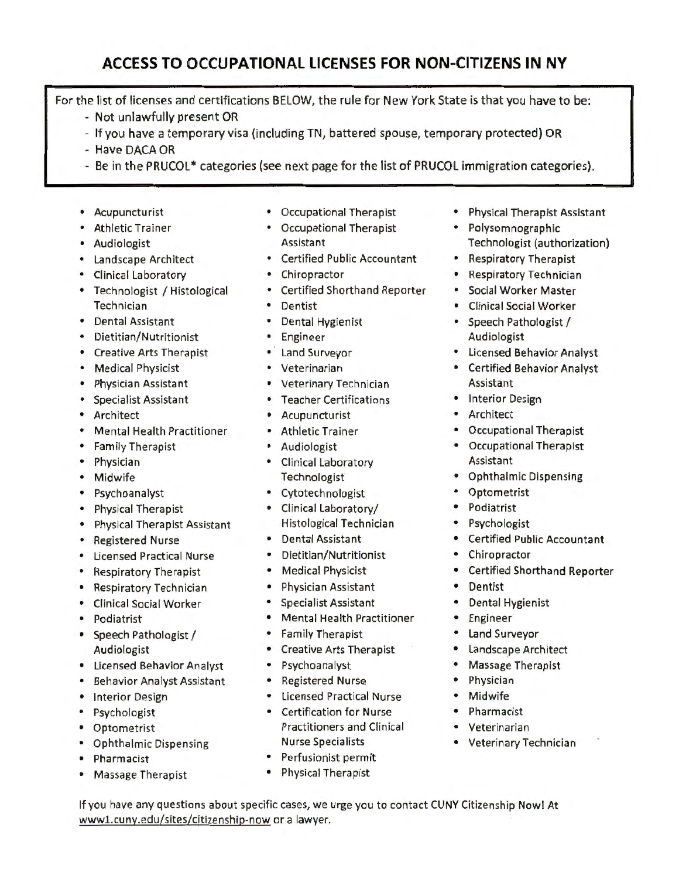# ACCESS TO OCCUPATIONAL LICENSES FOR NON-CITIZENS IN NY

For the list of licenses and certifications BELOW, the rule for New York State is that you have to be:

- Not unlawfully present OR
- If you have a temporary visa (including TN, battered spouse, temporary protected) OR
- Have DACA OR
- Be in the PRUCOL* categories (see next page for the list of PRUCOL immigration categories).

- Acupuncturist
- Athletic Trainer
- Audiologist
- Landscape Architect
- Clinical Laboratory
- Technologist / Histological Technician
- Dental Assistant
- Dietitian/Nutritionist
- Creative Arts Therapist
- Medical Physicist
- Physician Assistant
- Specialist Assistant
- Architect
- Mental Health Practitioner
- Family Therapist
- Physician
- Midwife
- Psychoanalyst
- Physical Therapist
- Physical Therapist Assistant
- Registered Nurse
- Licensed Practical Nurse
- Respiratory Therapist
- Respiratory Technician
- Clinical Social Worker
- Podiatrist
- Speech Pathologist / Audiologist
- Licensed Behavior Analyst
- Behavior Analyst Assistant
- Interior Design
- Psychologist
- Optometrist
- Ophthalmic Dispensing
- Pharmacist
- Massage Therapist
- Occupational Therapist
- Occupational Therapist Assistant
- Certified Public Accountant
- Chiropractor
- Certified Shorthand Reporter
- Dentist
- Dental Hygienist
- Engineer
- Land Surveyor
- Veterinarian
- Veterinary Technician
- Teacher Certifications
- Acupuncturist
- Athletic Trainer
- Audiologist
- Clinical Laboratory Technologist
- Cytotechnologist
- Clinical Laboratory/ Histological Technician
- Dental Assistant
- Dietitian/Nutritionist
- Medical Physicist
- Physician Assistant
- Specialist Assistant
- Mental Health Practitioner
- Family Therapist
- Creative Arts Therapist
- Psychoanalyst
- Registered Nurse
- Licensed Practical Nurse
- Certification for Nurse Practitioners and Clinical Nurse Specialists
- Perfusionist permit
- Physical Therapist
- Physical Therapist Assistant
- Polysomnographic Technologist (authorization)
- Respiratory Therapist
- Respiratory Technician
- Social Worker Master
- Clinical Social Worker
- Speech Pathologist / Audiologist
- Licensed Behavior Analyst
- Certified Behavior Analyst Assistant
- Interior Design
- Architect
- Occupational Therapist
- Occupational Therapist Assistant
- Ophthalmic Dispensing
- Optometrist
- Podiatrist
- Psychologist
- Certified Public Accountant
- Chiropractor
- Certified Shorthand Reporter
- Dentist
- Dental Hygienist
- Engineer
- Land Surveyor
- Landscape Architect
- Massage Therapist
- Physician
- Midwife
- Pharmacist
- Veterinarian
- Veterinary Technician

If you have any questions about specific cases, we urge you to contact CUNY Citizenship Now! At www1.cuny.edu/sites/citizenship-now or a lawyer.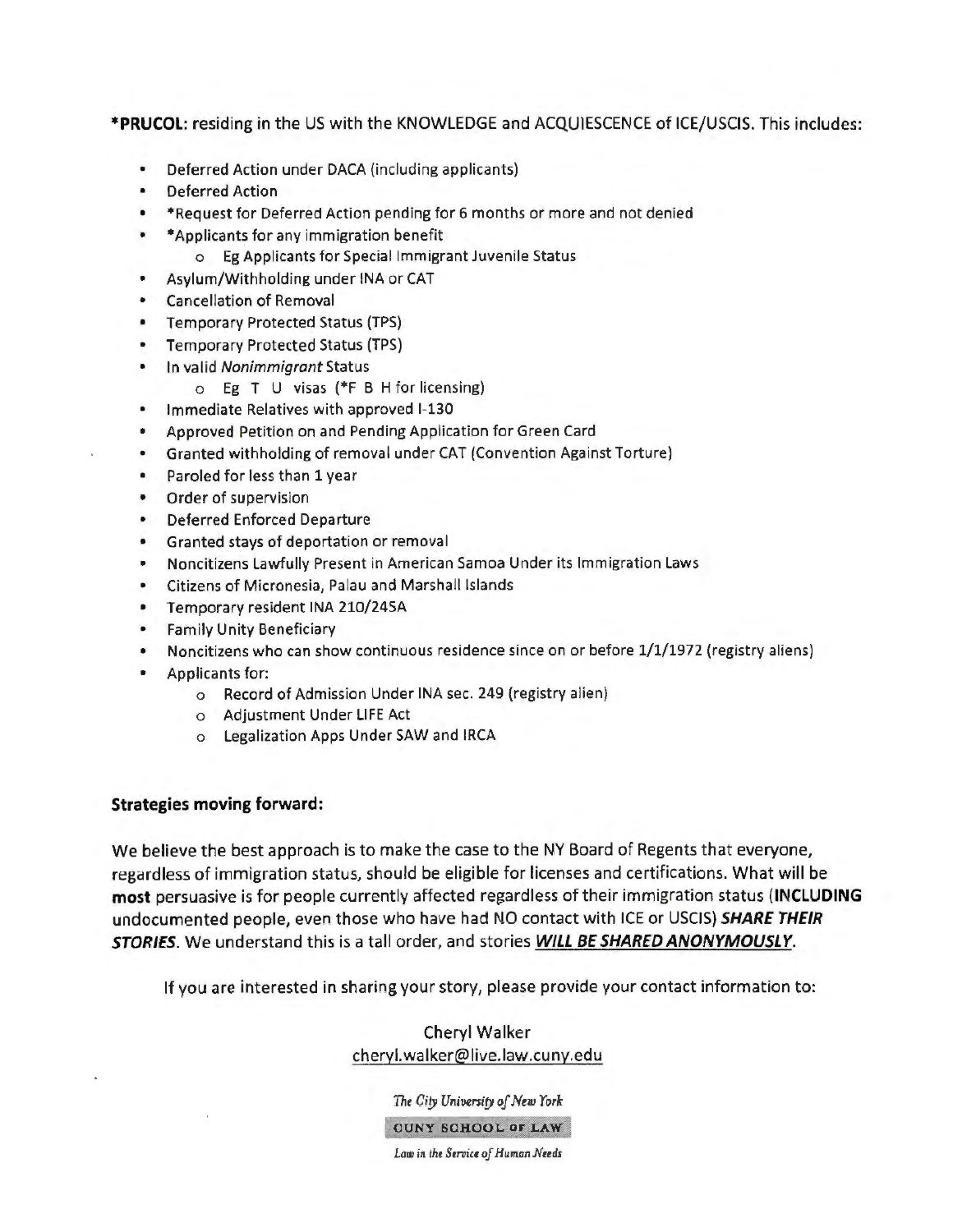**\*PRUCOL**: residing in the US with the KNOWLEDGE and ACQUIESCENCE of ICE/USCIS. This includes:

- Deferred Action under DACA (including applicants)
- Deferred Action
- \*Request for Deferred Action pending for 6 months or more and not denied
- \*Applicants for any immigration benefit
  - Eg Applicants for Special Immigrant Juvenile Status
- Asylum/Withholding under INA or CAT
- Cancellation of Removal
- Temporary Protected Status (TPS)
- Temporary Protected Status (TPS)
- In valid *Nonimmigrant* Status
  - Eg T U visas (\*F B H for licensing)
- Immediate Relatives with approved I-130
- Approved Petition on and Pending Application for Green Card
- Granted withholding of removal under CAT (Convention Against Torture)
- Paroled for less than 1 year
- Order of supervision
- Deferred Enforced Departure
- Granted stays of deportation or removal
- Noncitizens Lawfully Present in American Samoa Under its Immigration Laws
- Citizens of Micronesia, Palau and Marshall Islands
- Temporary resident INA 210/245A
- Family Unity Beneficiary
- Noncitizens who can show continuous residence since on or before 1/1/1972 (registry aliens)
- Applicants for:
  - Record of Admission Under INA sec. 249 (registry alien)
  - Adjustment Under LIFE Act
  - Legalization Apps Under SAW and IRCA

### Strategies moving forward:

We believe the best approach is to make the case to the NY Board of Regents that everyone, regardless of immigration status, should be eligible for licenses and certifications. What will be **most** persuasive is for people currently affected regardless of their immigration status (**INCLUDING** undocumented people, even those who have had NO contact with ICE or USCIS) ***SHARE THEIR STORIES***. We understand this is a tall order, and stories ***WILL BE SHARED ANONYMOUSLY***.

If you are interested in sharing your story, please provide your contact information to:

Cheryl Walker
cheryl.walker@live.law.cuny.edu

*The City University of New York*
CUNY SCHOOL OF LAW
*Law in the Service of Human Needs*